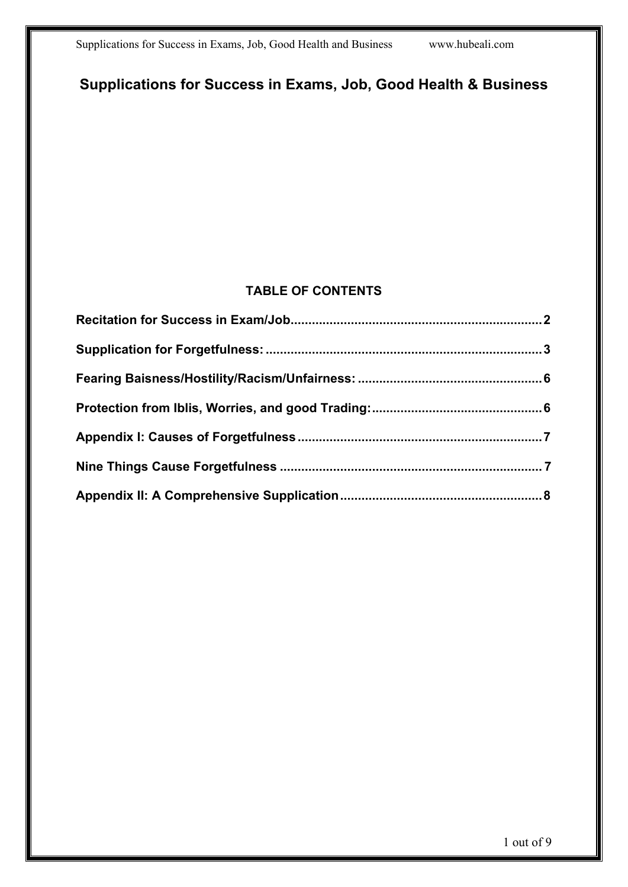# Supplications for Success in Exams, Job, Good Health & Business

## TABLE OF CONTENTS

| | |
|---|---|
| **Recitation for Success in Exam/Job** | **2** |
| **Supplication for Forgetfulness:** | **3** |
| **Fearing Baisness/Hostility/Racism/Unfairness:** | **6** |
| **Protection from Iblis, Worries, and good Trading:** | **6** |
| **Appendix I: Causes of Forgetfulness** | **7** |
| **Nine Things Cause Forgetfulness** | **7** |
| **Appendix II: A Comprehensive Supplication** | **8** |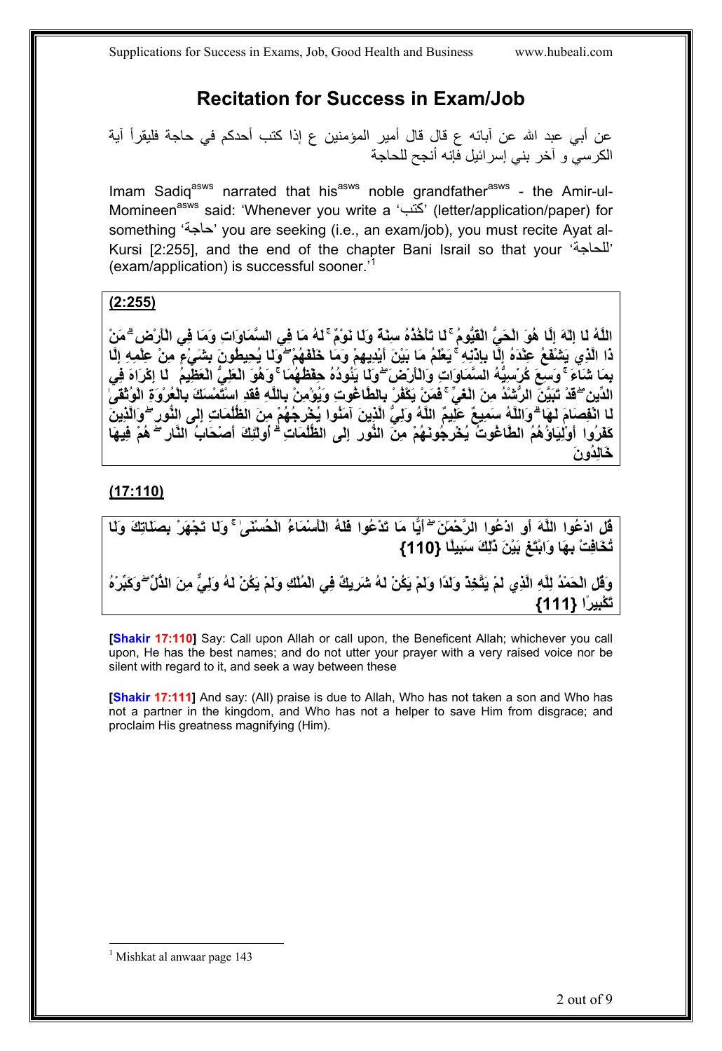# Recitation for Success in Exam/Job

عن أبي عبد الله عن آبائه ع قال قال أمير المؤمنين ع إذا كتب أحدكم في حاجة فليقرأ آية الكرسي و آخر بني إسرائيل فإنه أنجح للحاجة

Imam Sadiq[asws] narrated that his[asws] noble grandfather[asws] - the Amir-ul-Momineen[asws] said: 'Whenever you write a 'كتب' (letter/application/paper) for something 'حاجة' you are seeking (i.e., an exam/job), you must recite Ayat al-Kursi [2:255], and the end of the chapter Bani Israil so that your 'للحاجة' (exam/application) is successful sooner.'[1]

**(2:255)**

اللَّهُ لَا إِلَٰهَ إِلَّا هُوَ الْحَيُّ الْقَيُّومُ ۚ لَا تَأْخُذُهُ سِنَةٌ وَلَا نَوْمٌ ۚ لَهُ مَا فِي السَّمَاوَاتِ وَمَا فِي الْأَرْضِ ۗ مَنْ ذَا الَّذِي يَشْفَعُ عِنْدَهُ إِلَّا بِإِذْنِهِ ۚ يَعْلَمُ مَا بَيْنَ أَيْدِيهِمْ وَمَا خَلْفَهُمْ ۖ وَلَا يُحِيطُونَ بِشَيْءٍ مِنْ عِلْمِهِ إِلَّا بِمَا شَاءَ ۚ وَسِعَ كُرْسِيُّهُ السَّمَاوَاتِ وَالْأَرْضَ ۖ وَلَا يَئُودُهُ حِفْظُهُمَا ۚ وَهُوَ الْعَلِيُّ الْعَظِيمُ لَا إِكْرَاهَ فِي الدِّينِ ۖ قَدْ تَبَيَّنَ الرُّشْدُ مِنَ الْغَيِّ ۚ فَمَنْ يَكْفُرْ بِالطَّاغُوتِ وَيُؤْمِنْ بِاللَّهِ فَقَدِ اسْتَمْسَكَ بِالْعُرْوَةِ الْوُثْقَىٰ لَا انْفِصَامَ لَهَا ۗ وَاللَّهُ سَمِيعٌ عَلِيمٌ اللَّهُ وَلِيُّ الَّذِينَ آمَنُوا يُخْرِجُهُمْ مِنَ الظُّلُمَاتِ إِلَى النُّورِ ۖ وَالَّذِينَ كَفَرُوا أَوْلِيَاؤُهُمُ الطَّاغُوتُ يُخْرِجُونَهُمْ مِنَ النُّورِ إِلَى الظُّلُمَاتِ ۗ أُولَٰئِكَ أَصْحَابُ النَّارِ ۖ هُمْ فِيهَا خَالِدُونَ

**(17:110)**

قُلِ ادْعُوا اللَّهَ أَوِ ادْعُوا الرَّحْمَٰنَ ۖ أَيًّا مَا تَدْعُوا فَلَهُ الْأَسْمَاءُ الْحُسْنَىٰ ۚ وَلَا تَجْهَرْ بِصَلَاتِكَ وَلَا تُخَافِتْ بِهَا وَابْتَغِ بَيْنَ ذَٰلِكَ سَبِيلًا {110}

وَقُلِ الْحَمْدُ لِلَّهِ الَّذِي لَمْ يَتَّخِذْ وَلَدًا وَلَمْ يَكُنْ لَهُ شَرِيكٌ فِي الْمُلْكِ وَلَمْ يَكُنْ لَهُ وَلِيٌّ مِنَ الذُّلِّ ۖ وَكَبِّرْهُ تَكْبِيرًا {111}

**[Shakir 17:110]** Say: Call upon Allah or call upon, the Beneficent Allah; whichever you call upon, He has the best names; and do not utter your prayer with a very raised voice nor be silent with regard to it, and seek a way between these

**[Shakir 17:111]** And say: (All) praise is due to Allah, Who has not taken a son and Who has not a partner in the kingdom, and Who has not a helper to save Him from disgrace; and proclaim His greatness magnifying (Him).

---

[1] Mishkat al anwaar page 143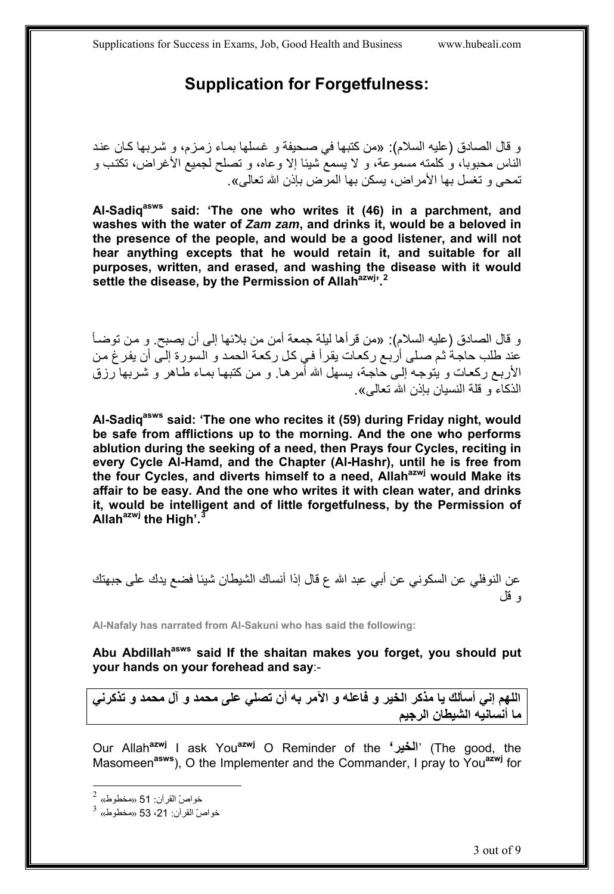# Supplication for Forgetfulness:

و قال الصادق (عليه السلام): «من كتبها في صحيفة و غسلها بماء زمزم، و شربها كان عند الناس محبوبا، و كلمته مسموعة، و لا يسمع شيئا إلا وعاه، و تصلح لجميع الأغراض، تكتب و تمحى و تغسل بها الأمراض، يسكن بها المرض بإذن الله تعالى».

**Al-Sadiq[asws] said: 'The one who writes it (46) in a parchment, and washes with the water of *Zam zam*, and drinks it, would be a beloved in the presence of the people, and would be a good listener, and will not hear anything excepts that he would retain it, and suitable for all purposes, written, and erased, and washing the disease with it would settle the disease, by the Permission of Allah[azwj]'.[2]**

و قال الصادق (عليه السلام): «من قرأها ليلة جمعة أمن من بلائها إلى أن يصبح. و من توضأ عند طلب حاجة ثم صلى أربع ركعات يقرأ في كل ركعة الحمد و السورة إلى أن يفرغ من الأربع ركعات و يتوجه إلى حاجة، يسهل الله أمرها. و من كتبها بماء طاهر و شربها رزق الذكاء و قلة النسيان بإذن الله تعالى».

**Al-Sadiq[asws] said: 'The one who recites it (59) during Friday night, would be safe from afflictions up to the morning. And the one who performs ablution during the seeking of a need, then Prays four Cycles, reciting in every Cycle Al-Hamd, and the Chapter (Al-Hashr), until he is free from the four Cycles, and diverts himself to a need, Allah[azwj] would Make its affair to be easy. And the one who writes it with clean water, and drinks it, would be intelligent and of little forgetfulness, by the Permission of Allah[azwj] the High'.[3]**

عن النوفلي عن السكوني عن أبي عبد الله ع قال إذا أنساك الشيطان شيئا فضع يدك على جبهتك و قل

Al-Nafaly has narrated from Al-Sakuni who has said the following:

**Abu Abdillah[asws] said If the shaitan makes you forget, you should put your hands on your forehead and say**:-

| **اللهم إني أسألك يا مذكر الخير و فاعله و الآمر به أن تصلي على محمد و آل محمد و تذكرني ما أنسانيه الشيطان الرجيم** |
|---|

Our Allah[azwj] I ask You[azwj] O Reminder of the '**الخير**' (The good, the Masomeen[asws]), O the Implementer and the Commander, I pray to You[azwj] for

---

[2] خواصّ القرآن: 51 «مخطوط»

[3] خواصّ القرآن: 21، 53 «مخطوط»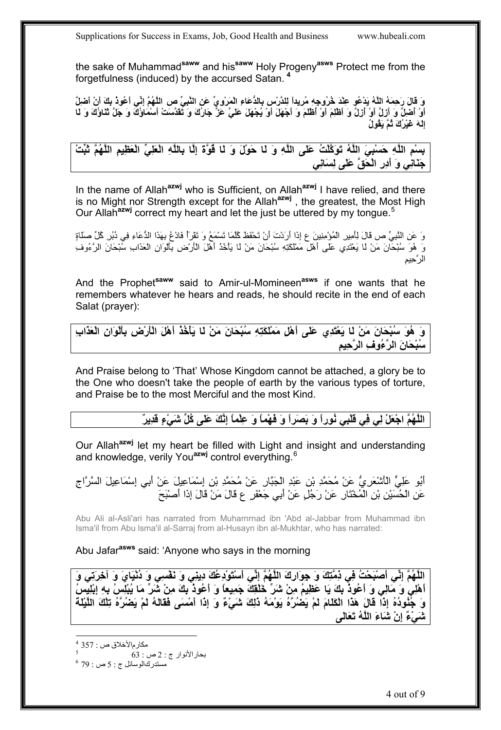the sake of Muhammad[saww] and his[saww] Holy Progeny[asws] Protect me from the forgetfulness (induced) by the accursed Satan. [4]

وَ قَالَ رَحِمَهُ اللَّهُ يَدْعُو عِنْدَ خُرُوجِهِ مُرِيداً لِلدَّرْسِ بِالدُّعَاءِ الْمَرْوِيِّ عَنِ النَّبِيِّ ص اللَّهُمَّ إِنِّي أَعُوذُ بِكَ أَنْ أَضِلَّ أَوْ أُضَلَّ وَ أَزِلَّ أَوْ أُزَلَّ وَ أَظْلِمَ أَوْ أُظْلَمَ وَ أَجْهَلَ أَوْ يُجْهَلَ عَلَيَّ عَزَّ جَارُكَ وَ تَقَدَّسَتْ أَسْمَاؤُكَ وَ جَلَّ ثَنَاؤُكَ وَ لَا إِلَهَ غَيْرُكَ ثُمَّ يَقُولُ

| بِسْمِ اللَّهِ حَسْبِيَ اللَّهُ تَوَكَّلْتُ عَلَى اللَّهِ وَ لَا حَوْلَ وَ لَا قُوَّةَ إِلَّا بِاللَّهِ الْعَلِيِّ الْعَظِيمِ اللَّهُمَّ ثَبِّتْ جَنَانِي وَ أَدِرِ الْحَقَّ عَلَى لِسَانِي |
|---|

In the name of Allah[azwj] who is Sufficient, on Allah[azwj] I have relied, and there is no Might nor Strength except for the Allah[azwj] , the greatest, the Most High Our Allah[azwj] correct my heart and let the just be uttered by my tongue.[5]

وَ عَنِ النَّبِيِّ ص قَالَ لِأَمِيرِ الْمُؤْمِنِينَ ع إِذَا أَرَدْتَ أَنْ تَحْفَظَ كُلَّمَا تَسْمَعُ وَ تَقْرَأُ فَادْعُ بِهَذَا الدُّعَاءِ فِي دُبُرِ كُلِّ صَلَاةٍ وَ هُوَ سُبْحَانَ مَنْ لَا يَعْتَدِي عَلَى أَهْلِ مَمْلَكَتِهِ سُبْحَانَ مَنْ لَا يَأْخُذُ أَهْلَ الْأَرْضِ بِأَلْوَانِ الْعَذَابِ سُبْحَانَ الرَّءُوفِ الرَّحِيمِ

And the Prophet[saww] said to Amir-ul-Momineen[asws] if one wants that he remembers whatever he hears and reads, he should recite in the end of each Salat (prayer):

| وَ هُوَ سُبْحَانَ مَنْ لَا يَعْتَدِي عَلَى أَهْلِ مَمْلَكَتِهِ سُبْحَانَ مَنْ لَا يَأْخُذُ أَهْلَ الْأَرْضِ بِأَلْوَانِ الْعَذَابِ سُبْحَانَ الرَّءُوفِ الرَّحِيمِ |
|---|

And Praise belong to 'That' Whose Kingdom cannot be attached, a glory be to the One who doesn't take the people of earth by the various types of torture, and Praise be to the most Merciful and the most Kind.

| اللَّهُمَّ اجْعَلْ لِي فِي قَلْبِي نُوراً وَ بَصَراً وَ فَهْماً وَ عِلْماً إِنَّكَ عَلَى كُلِّ شَيْءٍ قَدِيرٌ |
|---|

Our Allah[azwj] let my heart be filled with Light and insight and understanding and knowledge, verily You[azwj] control everything.[6]

أَبُو عَلِيٍّ الْأَشْعَرِيُّ عَنْ مُحَمَّدِ بْنِ عَبْدِ الْجَبَّارِ عَنْ مُحَمَّدِ بْنِ إِسْمَاعِيلَ عَنْ أَبِي إِسْمَاعِيلَ السَّرَّاجِ عَنِ الْحُسَيْنِ بْنِ الْمُخْتَارِ عَنْ رَجُلٍ عَنْ أَبِي جَعْفَرٍ ع قَالَ مَنْ قَالَ إِذَا أَصْبَحَ

Abu Ali al-Asli'ari has narrated from Muharnrnad ibn 'Abd al-Jabbar from Muhammad ibn Isma'il from Abu Isma'il al-Sarraj from al-Husayn ibn al-Mukhtar, who has narrated:

Abu Jafar[asws] said: 'Anyone who says in the morning

| اللَّهُمَّ إِنِّي أَصْبَحْتُ فِي ذِمَّتِكَ وَ جِوَارِكَ اللَّهُمَّ إِنِّي أَسْتَوْدِعُكَ دِينِي وَ نَفْسِي وَ دُنْيَايَ وَ آخِرَتِي وَ أَهْلِي وَ مَالِي وَ أَعُوذُ بِكَ يَا عَظِيمُ مِنْ شَرِّ خَلْقِكَ جَمِيعاً وَ أَعُوذُ بِكَ مِنْ شَرِّ مَا يُبْلِسُ بِهِ إِبْلِيسُ وَ جُنُودُهُ إِذَا قَالَ هَذَا الْكَلَامَ لَمْ يَضُرَّهُ يَوْمَهُ ذَلِكَ شَيْءٌ وَ إِذَا أَمْسَى فَقَالَهُ لَمْ يَضُرَّهُ تِلْكَ اللَّيْلَةَ شَيْءٌ إِنْ شَاءَ اللَّهُ تَعَالَى |
|---|

---

[4] مكارم‌الأخلاق ص : 357

[5] بحارالأنوار ج : 2 ص : 63

[6] مستدرك‌الوسائل ج : 5 ص : 79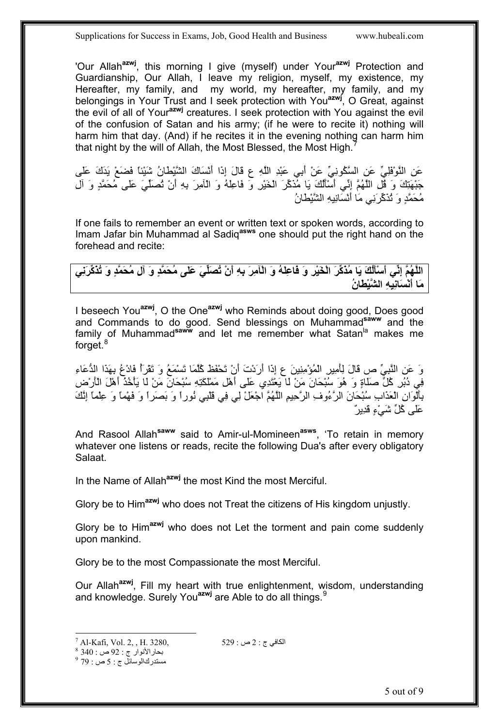'Our Allah[azwj], this morning I give (myself) under Your[azwj] Protection and Guardianship, Our Allah, I leave my religion, myself, my existence, my Hereafter, my family, and my world, my hereafter, my family, and my belongings in Your Trust and I seek protection with You[azwj], O Great, against the evil of all of Your[azwj] creatures. I seek protection with You against the evil of the confusion of Satan and his army; (if he were to recite it) nothing will harm him that day. (And) if he recites it in the evening nothing can harm him that night by the will of Allah, the Most Blessed, the Most High.[7]

عَنِ النَّوْفَلِيِّ عَنِ السَّكُونِيِّ عَنْ أَبِي عَبْدِ اللَّهِ ع قَالَ إِذَا أَنْسَاكَ الشَّيْطَانُ شَيْئاً فَضَعْ يَدَكَ عَلَى جَبْهَتِكَ وَ قُلِ اللَّهُمَّ إِنِّي أَسْأَلُكَ يَا مُذَكِّرَ الْخَيْرِ وَ فَاعِلَهُ وَ الْآمِرَ بِهِ أَنْ تُصَلِّيَ عَلَى مُحَمَّدٍ وَ آلِ مُحَمَّدٍ وَ تُذَكِّرَنِي مَا أَنْسَانِيهِ الشَّيْطَانُ

If one fails to remember an event or written text or spoken words, according to Imam Jafar bin Muhammad al Sadiq[asws] one should put the right hand on the forehead and recite:

**اللَّهُمَّ إِنِّي أَسْأَلُكَ يَا مُذَكِّرَ الْخَيْرِ وَ فَاعِلَهُ وَ الْآمِرَ بِهِ أَنْ تُصَلِّيَ عَلَى مُحَمَّدٍ وَ آلِ مُحَمَّدٍ وَ تُذَكِّرَنِي مَا أَنْسَانِيهِ الشَّيْطَانُ**

I beseech You[azwj], O the One[azwj] who Reminds about doing good, Does good and Commands to do good. Send blessings on Muhammad[saww] and the family of Muhammad[saww] and let me remember what Satan[la] makes me forget.[8]

وَ عَنِ النَّبِيِّ ص قَالَ لِأَمِيرِ الْمُؤْمِنِينَ ع إِذَا أَرَدْتَ أَنْ تَحْفَظَ كُلَّمَا تَسْمَعُ وَ تَقْرَأُ فَادْعُ بِهَذَا الدُّعَاءِ فِي دُبُرِ كُلِّ صَلَاةٍ وَ هُوَ سُبْحَانَ مَنْ لَا يَعْتَدِي عَلَى أَهْلِ مَمْلَكَتِهِ سُبْحَانَ مَنْ لَا يَأْخُذُ أَهْلَ الْأَرْضِ بِأَلْوَانِ الْعَذَابِ سُبْحَانَ الرَّءُوفِ الرَّحِيمِ اللَّهُمَّ اجْعَلْ لِي فِي قَلْبِي نُوراً وَ بَصَراً وَ فَهْماً وَ عِلْماً إِنَّكَ عَلَى كُلِّ شَيْءٍ قَدِيرٌ

And Rasool Allah[saww] said to Amir-ul-Momineen[asws], 'To retain in memory whatever one listens or reads, recite the following Dua's after every obligatory Salaat.

In the Name of Allah[azwj] the most Kind the most Merciful.

Glory be to Him[azwj] who does not Treat the citizens of His kingdom unjustly.

Glory be to Him[azwj] who does not Let the torment and pain come suddenly upon mankind.

Glory be to the most Compassionate the most Merciful.

Our Allah[azwj], Fill my heart with true enlightenment, wisdom, understanding and knowledge. Surely You[azwj] are Able to do all things.[9]

---

[7] Al-Kafi, Vol. 2, , H. 3280, الكافي ج : 2 ص : 529

[8] بحارالأنوار ج : 92 ص : 340

[9] مستدرك‏الوسائل ج : 5 ص : 79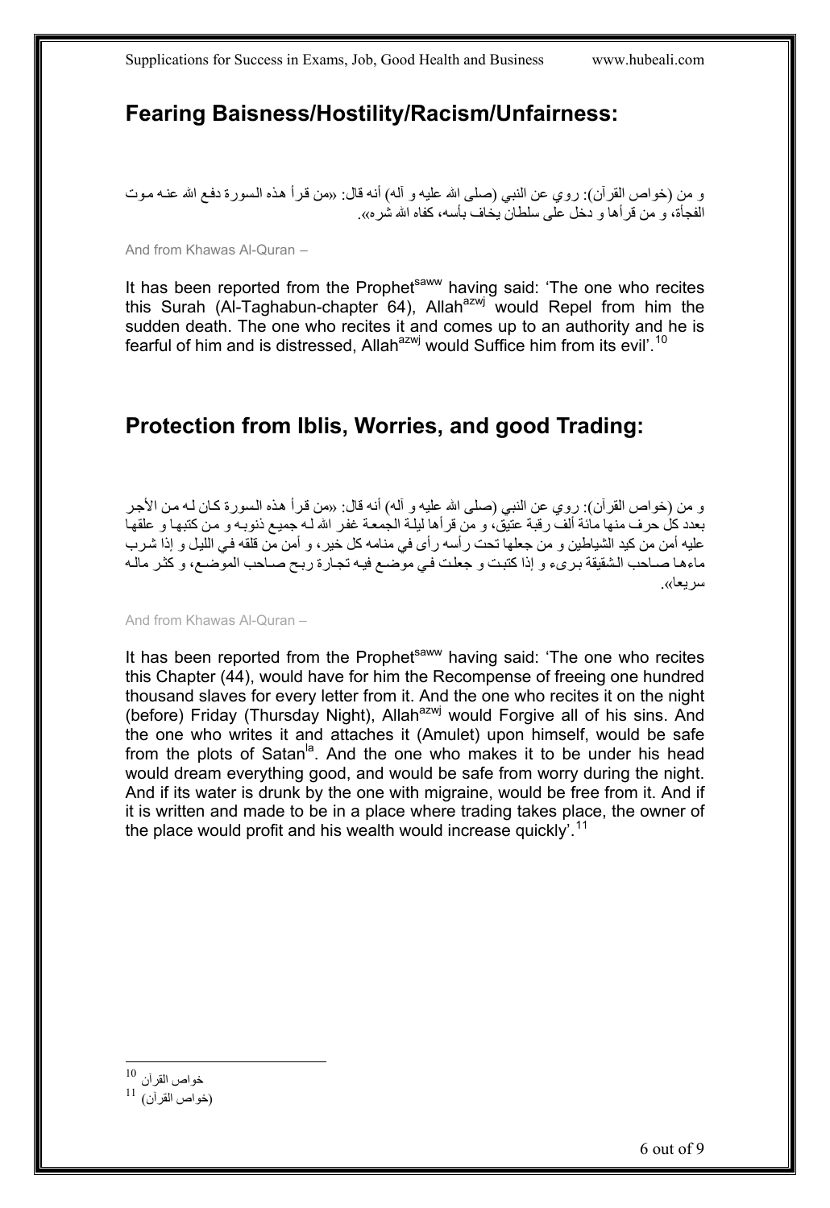## Fearing Baisness/Hostility/Racism/Unfairness:

و من (خواص القرآن): روي عن النبي (صلى الله عليه و آله) أنه قال: «من قرأ هذه السورة دفع الله عنه موت الفجأة، و من قرأها و دخل على سلطان يخاف بأسه، كفاه الله شره».

And from Khawas Al-Quran –

It has been reported from the Prophet[saww] having said: 'The one who recites this Surah (Al-Taghabun-chapter 64), Allah[azwj] would Repel from him the sudden death. The one who recites it and comes up to an authority and he is fearful of him and is distressed, Allah[azwj] would Suffice him from its evil'.[10]

## Protection from Iblis, Worries, and good Trading:

و من (خواص القرآن): روي عن النبي (صلى الله عليه و آله) أنه قال: «من قرأ هذه السورة كان له من الأجر بعدد كل حرف منها مائة ألف رقبة عتيق، و من قرأها ليلة الجمعة غفر الله له جميع ذنوبه و من كتبها و علقها عليه أمن من كيد الشياطين و من جعلها تحت رأسه رأى في منامه كل خير، و أمن من قلقه في الليل و إذا شرب ماءها صاحب الشقيقة برىء و إذا كتبت و جعلت في موضع فيه تجارة ربح صاحب الموضع، و كثر ماله سريعا».

And from Khawas Al-Quran –

It has been reported from the Prophet[saww] having said: 'The one who recites this Chapter (44), would have for him the Recompense of freeing one hundred thousand slaves for every letter from it. And the one who recites it on the night (before) Friday (Thursday Night), Allah[azwj] would Forgive all of his sins. And the one who writes it and attaches it (Amulet) upon himself, would be safe from the plots of Satan[la]. And the one who makes it to be under his head would dream everything good, and would be safe from worry during the night. And if its water is drunk by the one with migraine, would be free from it. And if it is written and made to be in a place where trading takes place, the owner of the place would profit and his wealth would increase quickly'.[11]

---

[10] خواص القرآن

[11] (خواص القرآن)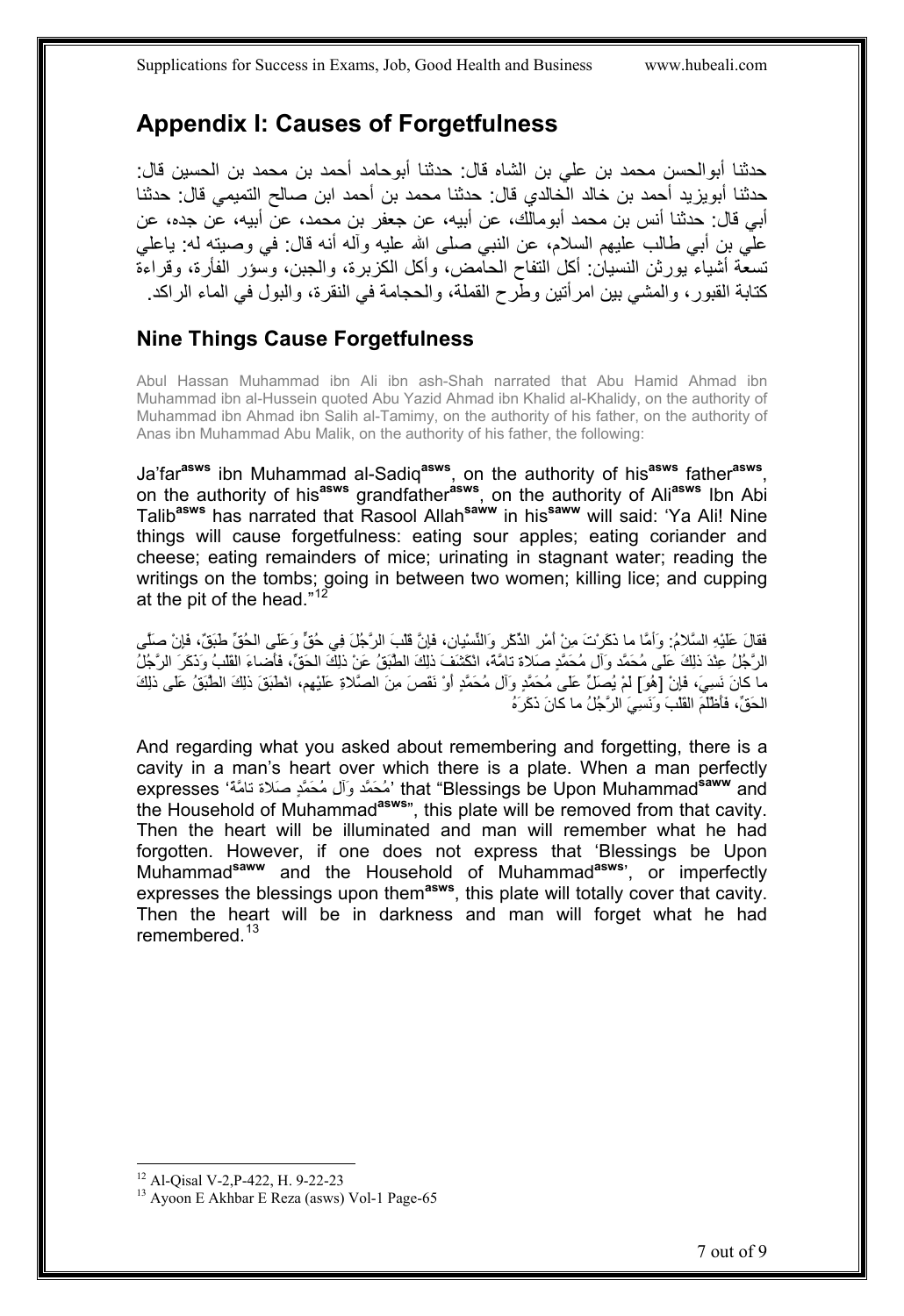## Appendix I: Causes of Forgetfulness

حدثنا أبوالحسن محمد بن علي بن الشاه قال: حدثنا أبوحامد أحمد بن محمد بن الحسين قال: حدثنا أبويزيد أحمد بن خالد الخالدي قال: حدثنا محمد بن أحمد ابن صالح التميمي قال: حدثنا أبي قال: حدثنا أنس بن محمد أبومالك، عن أبيه، عن جعفر بن محمد، عن أبيه، عن جده، عن علي بن أبي طالب عليهم السلام، عن النبي صلى الله عليه وآله أنه قال: في وصيته له: ياعلي تسعة أشياء يورثن النسيان: أكل التفاح الحامض، وأكل الكزبرة، والجبن، وسؤر الفأرة، وقراءة كتابة القبور، والمشي بين امرأتين وطرح القملة، والحجامة في النقرة، والبول في الماء الراكد.

### Nine Things Cause Forgetfulness

Abul Hassan Muhammad ibn Ali ibn ash-Shah narrated that Abu Hamid Ahmad ibn Muhammad ibn al-Hussein quoted Abu Yazid Ahmad ibn Khalid al-Khalidy, on the authority of Muhammad ibn Ahmad ibn Salih al-Tamimy, on the authority of his father, on the authority of Anas ibn Muhammad Abu Malik, on the authority of his father, the following:

Ja'far[asws] ibn Muhammad al-Sadiq[asws], on the authority of his[asws] father[asws], on the authority of his[asws] grandfather[asws], on the authority of Ali[asws] Ibn Abi Talib[asws] has narrated that Rasool Allah[saww] in his[saww] will said: 'Ya Ali! Nine things will cause forgetfulness: eating sour apples; eating coriander and cheese; eating remainders of mice; urinating in stagnant water; reading the writings on the tombs; going in between two women; killing lice; and cupping at the pit of the head."[12]

فَقالَ عَلَيْهِ السَّلامُ: وَأَمَّا ما ذَكَرْتَ مِنْ أَمْرِ الذِّكْرِ وَالنِّسْيانِ، فَإِنَّ قلبَ الرَّجُلِ فِي حُقٍّ وَعَلَى الحُقِّ طَبَقٌ، فَإِنْ صَلَّى الرَّجُلُ عِنْدَ ذلِكَ عَلى مُحَمَّد وَآلِ مُحَمَّدٍ صَلاة تامَّة، انْكَشَفَ ذلِكَ الطَّبَقُ عَنْ ذلِكَ الحَقِّ، فَأَضاءَ القلبُ وَذَكَرَ الرَّجُلُ ما كانَ نَسِيَ، فَإِنْ [هُوَ] لَمْ يُصَلِّ عَلى مُحَمَّدٍ وَآلِ مُحَمَّدٍ أَوْ نَقصَ مِنَ الصَّلاةِ عَلَيْهِم، انْطَبَقَ ذلِكَ الطَّبَقُ عَلى ذلِكَ الحَقِّ، فَأَظْلَمَ القلبَ وَنَسِيَ الرَّجُلُ ما كانَ ذَكَرَهُ

And regarding what you asked about remembering and forgetting, there is a cavity in a man's heart over which there is a plate. When a man perfectly expresses 'مُحَمَّد وَآلِ مُحَمَّدٍ صَلاة تامَّة' that "Blessings be Upon Muhammad[saww] and the Household of Muhammad[asws]", this plate will be removed from that cavity. Then the heart will be illuminated and man will remember what he had forgotten. However, if one does not express that 'Blessings be Upon Muhammad[saww] and the Household of Muhammad[asws]', or imperfectly expresses the blessings upon them[asws], this plate will totally cover that cavity. Then the heart will be in darkness and man will forget what he had remembered.[13]

---

[12] Al-Qisal V-2,P-422, H. 9-22-23

[13] Ayoon E Akhbar E Reza (asws) Vol-1 Page-65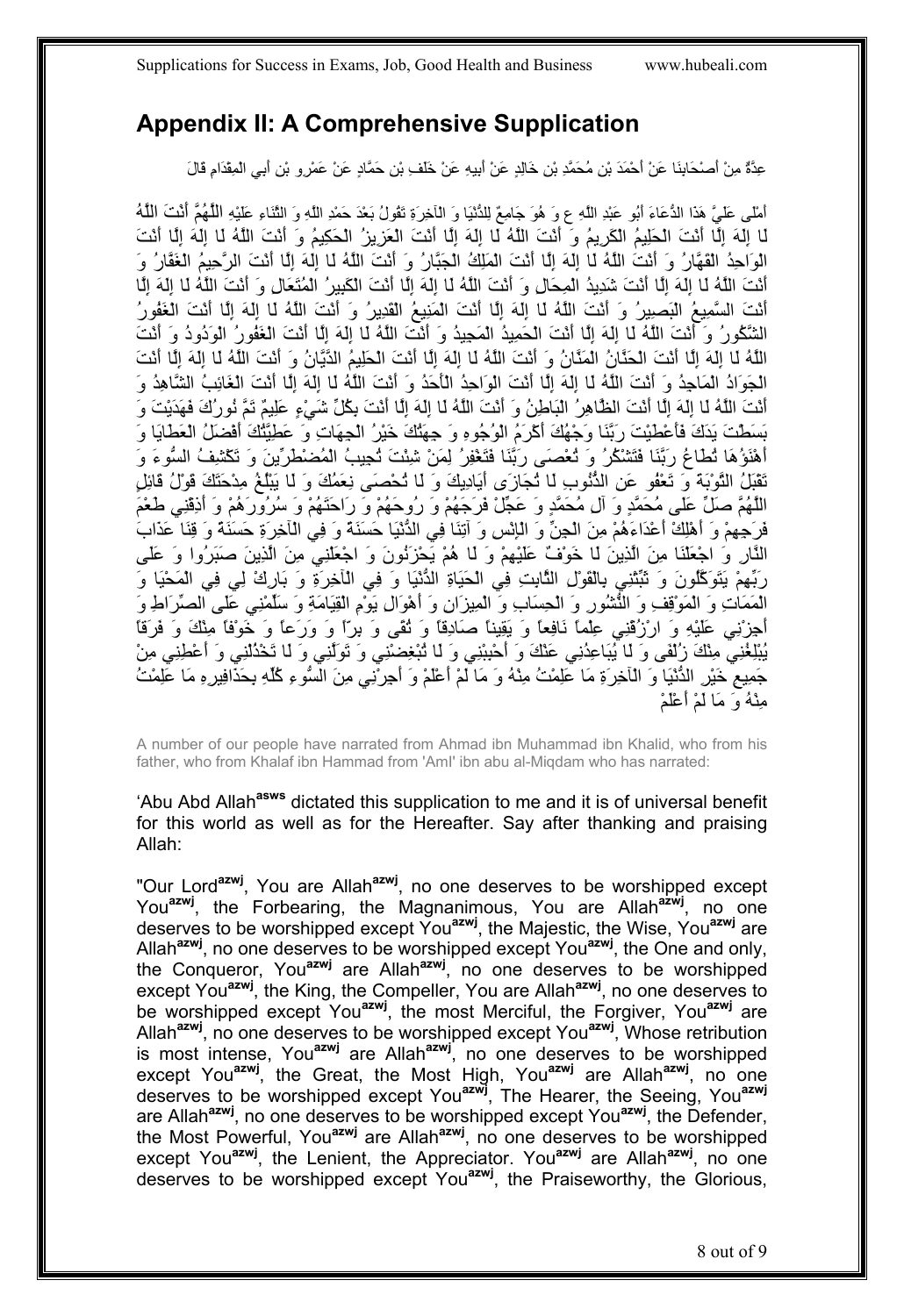## Appendix II: A Comprehensive Supplication

عِدَّةٌ مِنْ أَصْحَابِنَا عَنْ أَحْمَدَ بْنِ مُحَمَّدِ بْنِ خَالِدٍ عَنْ أَبِيهِ عَنْ خَلَفِ بْنِ حَمَّادٍ عَنْ عَمْرِو بْنِ أَبِي الْمِقْدَامِ قَالَ

أَمْلَى عَلَيَّ هَذَا الدُّعَاءَ أَبُو عَبْدِ اللَّهِ ع وَ هُوَ جَامِعٌ لِلدُّنْيَا وَ الْآخِرَةِ تَقُولُ بَعْدَ حَمْدِ اللَّهِ وَ الثَّنَاءِ عَلَيْهِ اللَّهُمَّ أَنْتَ اللَّهُ لَا إِلَهَ إِلَّا أَنْتَ الْحَلِيمُ الْكَرِيمُ وَ أَنْتَ اللَّهُ لَا إِلَهَ إِلَّا أَنْتَ الْعَزِيزُ الْحَكِيمُ وَ أَنْتَ اللَّهُ لَا إِلَهَ إِلَّا أَنْتَ الْوَاحِدُ الْقَهَّارُ وَ أَنْتَ اللَّهُ لَا إِلَهَ إِلَّا أَنْتَ الْمَلِكُ الْجَبَّارُ وَ أَنْتَ اللَّهُ لَا إِلَهَ إِلَّا أَنْتَ الرَّحِيمُ الْغَفَّارُ وَ أَنْتَ اللَّهُ لَا إِلَهَ إِلَّا أَنْتَ شَدِيدُ الْمِحَالِ وَ أَنْتَ اللَّهُ لَا إِلَهَ إِلَّا أَنْتَ الْكَبِيرُ الْمُتَعَالِ وَ أَنْتَ اللَّهُ لَا إِلَهَ إِلَّا أَنْتَ السَّمِيعُ الْبَصِيرُ وَ أَنْتَ اللَّهُ لَا إِلَهَ إِلَّا أَنْتَ الْمَنِيعُ الْقَدِيرُ وَ أَنْتَ اللَّهُ لَا إِلَهَ إِلَّا أَنْتَ الْغَفُورُ الشَّكُورُ وَ أَنْتَ اللَّهُ لَا إِلَهَ إِلَّا أَنْتَ الْحَمِيدُ الْمَجِيدُ وَ أَنْتَ اللَّهُ لَا إِلَهَ إِلَّا أَنْتَ الْغَفُورُ الْوَدُودُ وَ أَنْتَ اللَّهُ لَا إِلَهَ إِلَّا أَنْتَ الْحَنَّانُ الْمَنَّانُ وَ أَنْتَ اللَّهُ لَا إِلَهَ إِلَّا أَنْتَ الْحَلِيمُ الدَّيَّانُ وَ أَنْتَ اللَّهُ لَا إِلَهَ إِلَّا أَنْتَ الْجَوَادُ الْمَاجِدُ وَ أَنْتَ اللَّهُ لَا إِلَهَ إِلَّا أَنْتَ الْوَاحِدُ الْأَحَدُ وَ أَنْتَ اللَّهُ لَا إِلَهَ إِلَّا أَنْتَ الْغَائِبُ الشَّاهِدُ وَ أَنْتَ اللَّهُ لَا إِلَهَ إِلَّا أَنْتَ الظَّاهِرُ الْبَاطِنُ وَ أَنْتَ اللَّهُ لَا إِلَهَ إِلَّا أَنْتَ بِكُلِّ شَيْءٍ عَلِيمٌ تَمَّ نُورُكَ فَهَدَيْتَ وَ بَسَطْتَ يَدَكَ فَأَعْطَيْتَ رَبَّنَا وَجْهُكَ أَكْرَمُ الْوُجُوهِ وَ جِهَتُكَ خَيْرُ الْجِهَاتِ وَ عَطِيَّتُكَ أَفْضَلُ الْعَطَايَا وَ أَهْنَؤُهَا تُطَاعُ رَبَّنَا فَتَشْكُرُ وَ تُعْصَى رَبَّنَا فَتَغْفِرُ لِمَنْ شِئْتَ تُجِيبُ الْمُضْطَرِّينَ وَ تَكْشِفُ السُّوءَ وَ تَقْبَلُ التَّوْبَةَ وَ تَعْفُو عَنِ الذُّنُوبِ لَا تُجَازَى أَيَادِيكَ وَ لَا تُحْصَى نِعَمُكَ وَ لَا يَبْلُغُ مِدْحَتَكَ قَوْلُ قَائِلٍ اللَّهُمَّ صَلِّ عَلَى مُحَمَّدٍ وَ آلِ مُحَمَّدٍ وَ عَجِّلْ فَرَجَهُمْ وَ رَوْحَهُمْ وَ رَاحَتَهُمْ وَ سُرُورَهُمْ وَ أَذِقْنِي طَعْمَ فَرَجِهِمْ وَ أَهْلِكْ أَعْدَاءَهُمْ مِنَ الْجِنِّ وَ الْإِنْسِ وَ آتِنَا فِي الدُّنْيَا حَسَنَةً وَ فِي الْآخِرَةِ حَسَنَةً وَ قِنَا عَذَابَ النَّارِ وَ اجْعَلْنَا مِنَ الَّذِينَ لَا خَوْفٌ عَلَيْهِمْ وَ لَا هُمْ يَحْزَنُونَ وَ اجْعَلْنِي مِنَ الَّذِينَ صَبَرُوا وَ عَلَى رَبِّهِمْ يَتَوَكَّلُونَ وَ ثَبِّتْنِي بِالْقَوْلِ الثَّابِتِ فِي الْحَيَاةِ الدُّنْيَا وَ فِي الْآخِرَةِ وَ بَارِكْ لِي فِي الْمَحْيَا وَ الْمَمَاتِ وَ الْمَوْقِفِ وَ النُّشُورِ وَ الْحِسَابِ وَ الْمِيزَانِ وَ أَهْوَالِ يَوْمِ الْقِيَامَةِ وَ سَلِّمْنِي عَلَى الصِّرَاطِ وَ أَجِزْنِي عَلَيْهِ وَ ارْزُقْنِي عِلْماً نَافِعاً وَ يَقِيناً صَادِقاً وَ تُقًى وَ بِرّاً وَ وَرَعاً وَ خَوْفاً مِنْكَ وَ فَرَقاً يُبَلِّغُنِي مِنْكَ زُلْفَى وَ لَا يُبَاعِدُنِي عَنْكَ وَ أَحْبِبْنِي وَ لَا تُبْغِضْنِي وَ تَوَلَّنِي وَ لَا تَخْذُلْنِي وَ أَعْطِنِي مِنْ جَمِيعِ خَيْرِ الدُّنْيَا وَ الْآخِرَةِ مَا عَلِمْتُ مِنْهُ وَ مَا لَمْ أَعْلَمْ وَ أَجِرْنِي مِنَ السُّوءِ كُلِّهِ بِحَذَافِيرِهِ مَا عَلِمْتُ مِنْهُ وَ مَا لَمْ أَعْلَمْ

A number of our people have narrated from Ahmad ibn Muhammad ibn Khalid, who from his father, who from Khalaf ibn Hammad from 'Aml' ibn abu al-Miqdam who has narrated:

'Abu Abd Allah[asws] dictated this supplication to me and it is of universal benefit for this world as well as for the Hereafter. Say after thanking and praising Allah:

"Our Lord[azwj], You are Allah[azwj], no one deserves to be worshipped except You[azwj], the Forbearing, the Magnanimous, You are Allah[azwj], no one deserves to be worshipped except You[azwj], the Majestic, the Wise, You[azwj] are Allah[azwj], no one deserves to be worshipped except You[azwj], the One and only, the Conqueror, You[azwj] are Allah[azwj], no one deserves to be worshipped except You[azwj], the King, the Compeller, You are Allah[azwj], no one deserves to be worshipped except You[azwj], the most Merciful, the Forgiver, You[azwj] are Allah[azwj], no one deserves to be worshipped except You[azwj], Whose retribution is most intense, You[azwj] are Allah[azwj], no one deserves to be worshipped except You[azwj], the Great, the Most High, You[azwj] are Allah[azwj], no one deserves to be worshipped except You[azwj], The Hearer, the Seeing, You[azwj] are Allah[azwj], no one deserves to be worshipped except You[azwj], the Defender, the Most Powerful, You[azwj] are Allah[azwj], no one deserves to be worshipped except You[azwj], the Lenient, the Appreciator. You[azwj] are Allah[azwj], no one deserves to be worshipped except You[azwj], the Praiseworthy, the Glorious,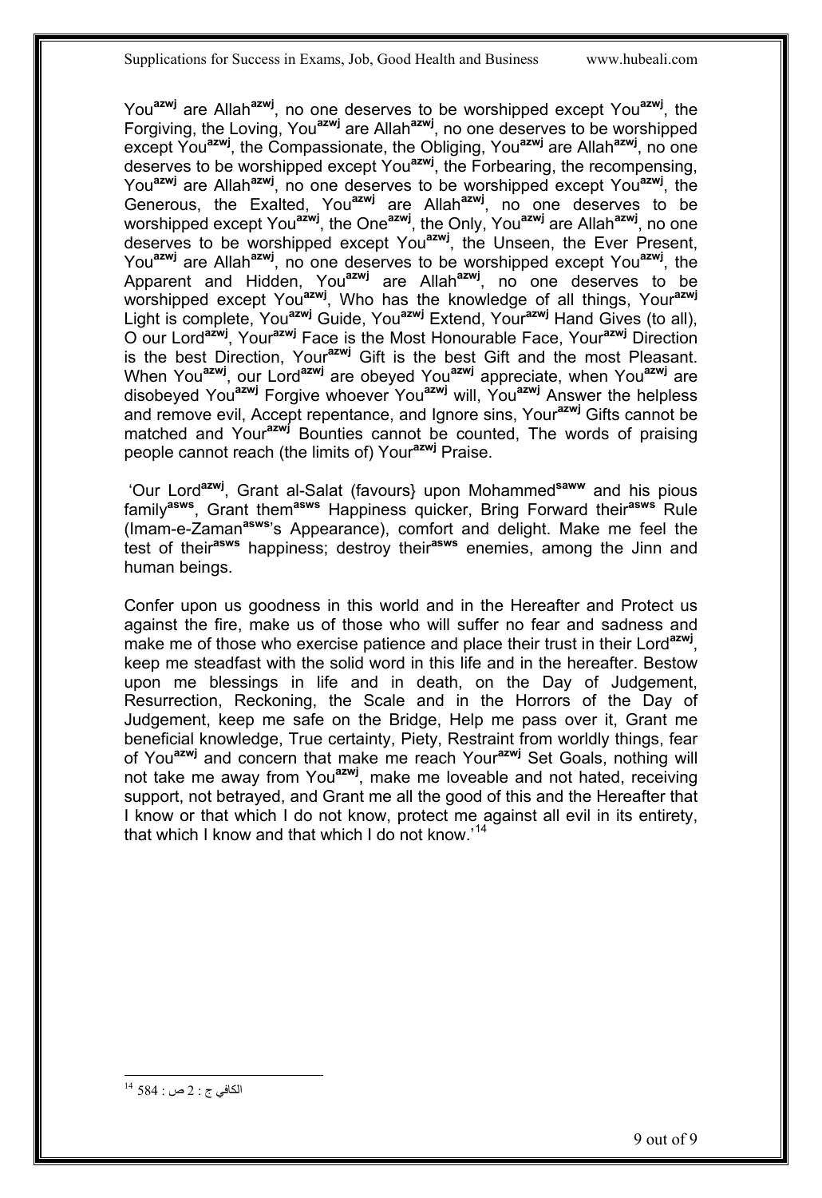You[azwj] are Allah[azwj], no one deserves to be worshipped except You[azwj], the Forgiving, the Loving, You[azwj] are Allah[azwj], no one deserves to be worshipped except You[azwj], the Compassionate, the Obliging, You[azwj] are Allah[azwj], no one deserves to be worshipped except You[azwj], the Forbearing, the recompensing, You[azwj] are Allah[azwj], no one deserves to be worshipped except You[azwj], the Generous, the Exalted, You[azwj] are Allah[azwj], no one deserves to be worshipped except You[azwj], the One[azwj], the Only, You[azwj] are Allah[azwj], no one deserves to be worshipped except You[azwj], the Unseen, the Ever Present, You[azwj] are Allah[azwj], no one deserves to be worshipped except You[azwj], the Apparent and Hidden, You[azwj] are Allah[azwj], no one deserves to be worshipped except You[azwj], Who has the knowledge of all things, Your[azwj] Light is complete, You[azwj] Guide, You[azwj] Extend, Your[azwj] Hand Gives (to all), O our Lord[azwj], Your[azwj] Face is the Most Honourable Face, Your[azwj] Direction is the best Direction, Your[azwj] Gift is the best Gift and the most Pleasant. When You[azwj], our Lord[azwj] are obeyed You[azwj] appreciate, when You[azwj] are disobeyed You[azwj] Forgive whoever You[azwj] will, You[azwj] Answer the helpless and remove evil, Accept repentance, and Ignore sins, Your[azwj] Gifts cannot be matched and Your[azwj] Bounties cannot be counted, The words of praising people cannot reach (the limits of) Your[azwj] Praise.

'Our Lord[azwj], Grant al-Salat (favours} upon Mohammed[saww] and his pious family[asws], Grant them[asws] Happiness quicker, Bring Forward their[asws] Rule (Imam-e-Zaman[asws]'s Appearance), comfort and delight. Make me feel the test of their[asws] happiness; destroy their[asws] enemies, among the Jinn and human beings.

Confer upon us goodness in this world and in the Hereafter and Protect us against the fire, make us of those who will suffer no fear and sadness and make me of those who exercise patience and place their trust in their Lord[azwj], keep me steadfast with the solid word in this life and in the hereafter. Bestow upon me blessings in life and in death, on the Day of Judgement, Resurrection, Reckoning, the Scale and in the Horrors of the Day of Judgement, keep me safe on the Bridge, Help me pass over it, Grant me beneficial knowledge, True certainty, Piety, Restraint from worldly things, fear of You[azwj] and concern that make me reach Your[azwj] Set Goals, nothing will not take me away from You[azwj], make me loveable and not hated, receiving support, not betrayed, and Grant me all the good of this and the Hereafter that I know or that which I do not know, protect me against all evil in its entirety, that which I know and that which I do not know.'[14]

---

[14] الكافي ج : 2 ص : 584